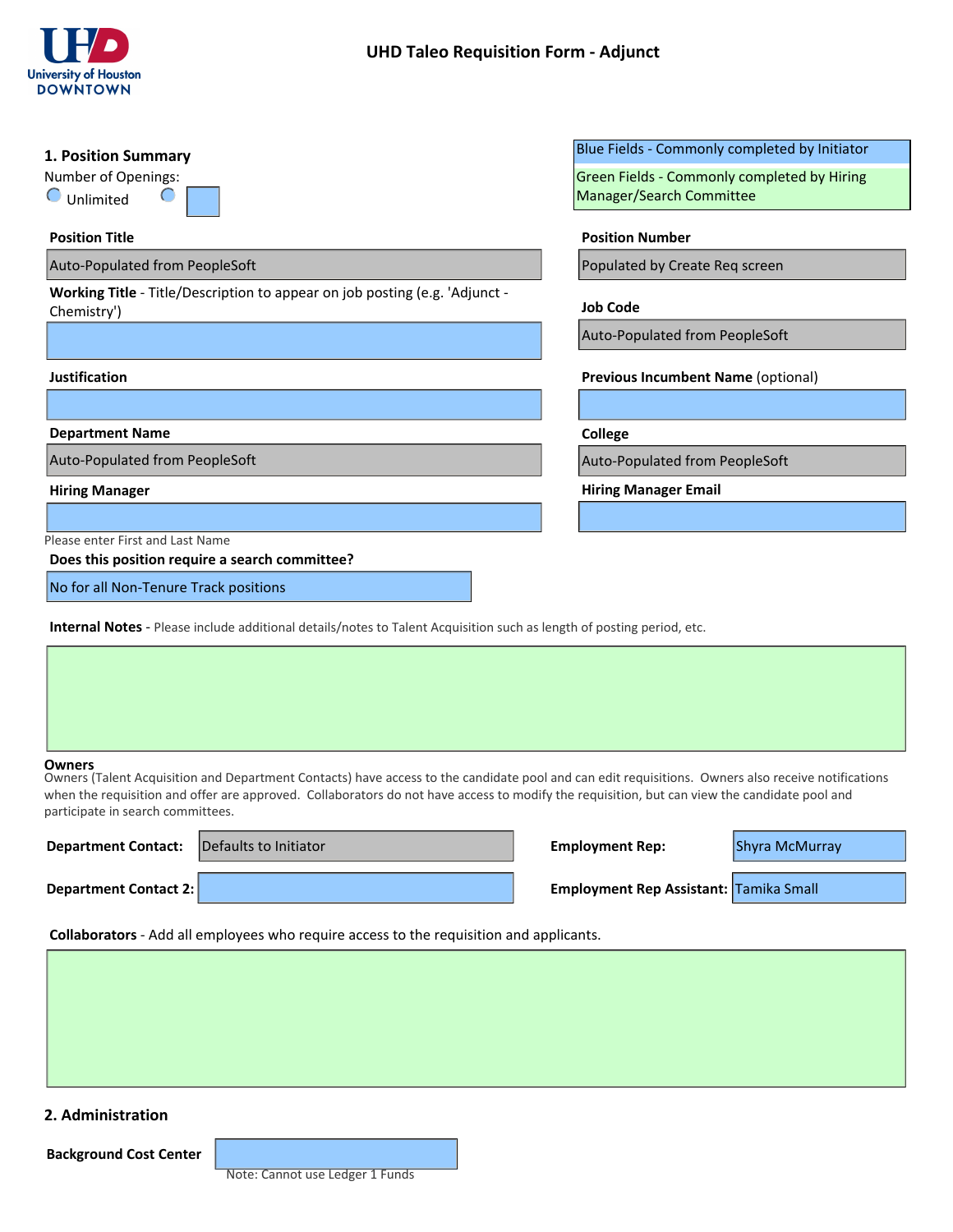# UHD Taleo Requisition Form - Adjunct

Blue Fields - Commonly completed by Initiator

Green Fields - Commonly completed by Hiring Manager/Search Committee

## 1. Position Summary

Number of Openings:

○ Unlimited ○

**Position Title**

Auto-Populated from PeopleSoft

**Position Number**

Populated by Create Req screen

**Working Title** - Title/Description to appear on job posting (e.g. 'Adjunct - Chemistry')

**Job Code**

Auto-Populated from PeopleSoft

**Justification**

**Previous Incumbent Name** (optional)

**Department Name**

Auto-Populated from PeopleSoft

**College**

Auto-Populated from PeopleSoft

**Hiring Manager**

Please enter First and Last Name

**Hiring Manager Email**

**Does this position require a search committee?**

No for all Non-Tenure Track positions

**Internal Notes** - Please include additional details/notes to Talent Acquisition such as length of posting period, etc.

**Owners**

Owners (Talent Acquisition and Department Contacts) have access to the candidate pool and can edit requisitions. Owners also receive notifications when the requisition and offer are approved. Collaborators do not have access to modify the requisition, but can view the candidate pool and participate in search committees.

**Department Contact:** Defaults to Initiator

**Employment Rep:** Shyra McMurray

**Department Contact 2:**

**Employment Rep Assistant:** Tamika Small

**Collaborators** - Add all employees who require access to the requisition and applicants.

## 2. Administration

**Background Cost Center**

Note: Cannot use Ledger 1 Funds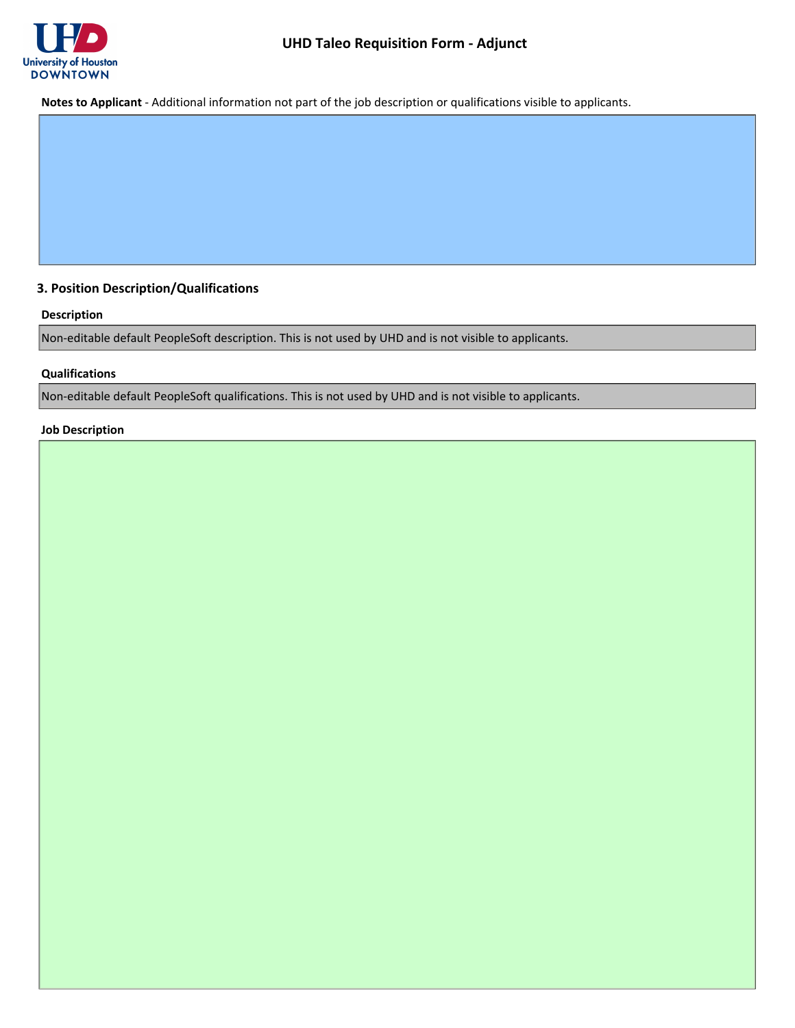# UHD Taleo Requisition Form - Adjunct

**Notes to Applicant** - Additional information not part of the job description or qualifications visible to applicants.

## 3. Position Description/Qualifications

**Description**

Non-editable default PeopleSoft description. This is not used by UHD and is not visible to applicants.

**Qualifications**

Non-editable default PeopleSoft qualifications. This is not used by UHD and is not visible to applicants.

**Job Description**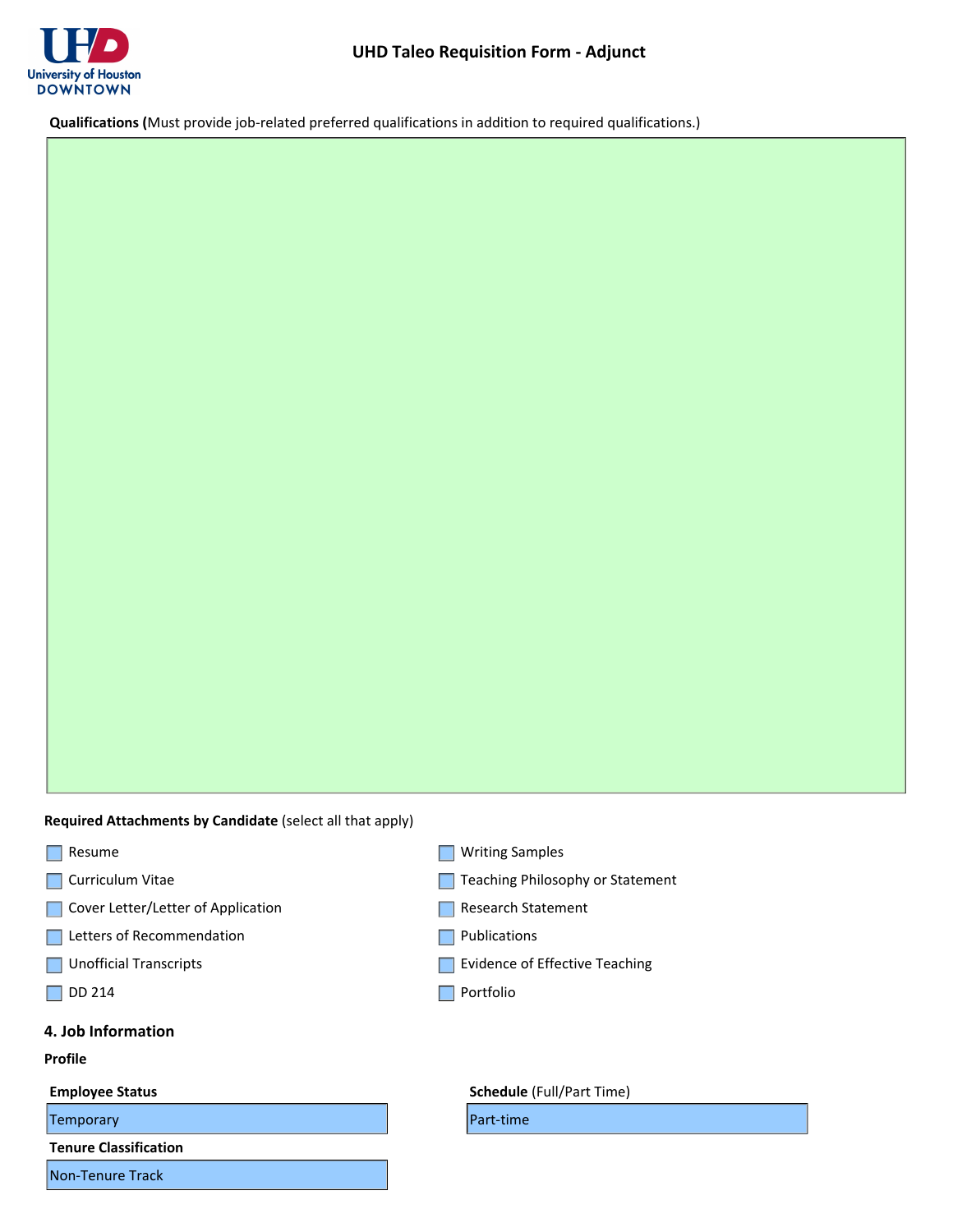# UHD Taleo Requisition Form - Adjunct

**Qualifications (**Must provide job-related preferred qualifications in addition to required qualifications.)

**Required Attachments by Candidate** (select all that apply)

- ☐ Resume
- ☐ Curriculum Vitae
- ☐ Cover Letter/Letter of Application
- ☐ Letters of Recommendation
- ☐ Unofficial Transcripts
- ☐ DD 214
- ☐ Writing Samples
- ☐ Teaching Philosophy or Statement
- ☐ Research Statement
- ☐ Publications
- ☐ Evidence of Effective Teaching
- ☐ Portfolio

## 4. Job Information

**Profile**

**Employee Status**

Temporary

**Schedule** (Full/Part Time)

Part-time

**Tenure Classification**

Non-Tenure Track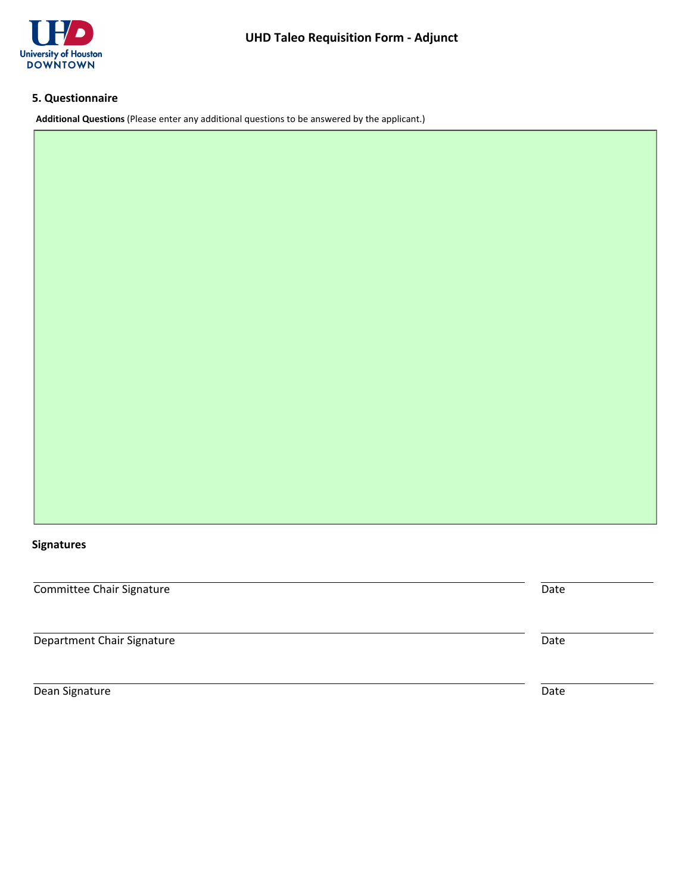# UHD Taleo Requisition Form - Adjunct

## 5. Questionnaire

**Additional Questions** (Please enter any additional questions to be answered by the applicant.)

## Signatures

Committee Chair Signature _______________ Date _______________

Department Chair Signature _______________ Date _______________

Dean Signature _______________ Date _______________